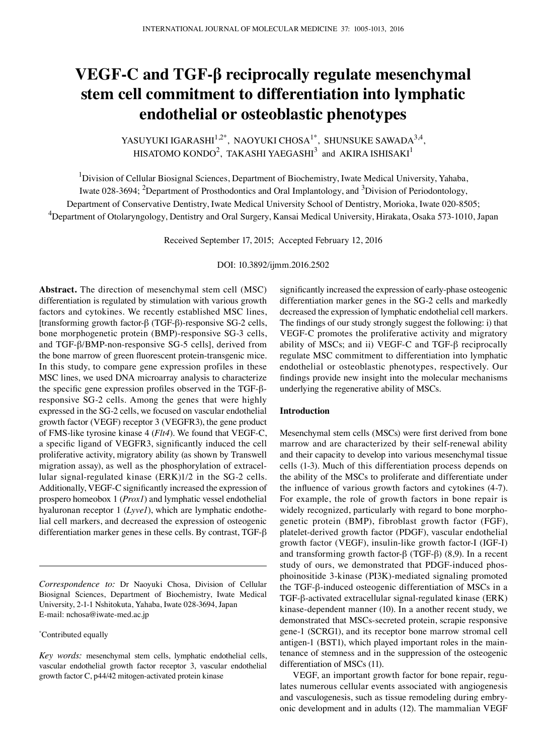# VEGF-C and TGF-β reciprocally regulate mesenchymal stem cell commitment to differentiation into lymphatic endothelial or osteoblastic phenotypes

YASUYUKI IGARASHI[1,2*], NAOYUKI CHOSA[1*], SHUNSUKE SAWADA[3,4], HISATOMO KONDO[2], TAKASHI YAEGASHI[3] and AKIRA ISHISAKI[1]

[1]Division of Cellular Biosignal Sciences, Department of Biochemistry, Iwate Medical University, Yahaba, Iwate 028-3694; [2]Department of Prosthodontics and Oral Implantology, and [3]Division of Periodontology, Department of Conservative Dentistry, Iwate Medical University School of Dentistry, Morioka, Iwate 020-8505; [4]Department of Otolaryngology, Dentistry and Oral Surgery, Kansai Medical University, Hirakata, Osaka 573-1010, Japan

Received September 17, 2015; Accepted February 12, 2016

DOI: 10.3892/ijmm.2016.2502

**Abstract.** The direction of mesenchymal stem cell (MSC) differentiation is regulated by stimulation with various growth factors and cytokines. We recently established MSC lines, [transforming growth factor-β (TGF-β)-responsive SG-2 cells, bone morphogenetic protein (BMP)-responsive SG-3 cells, and TGF-β/BMP-non-responsive SG-5 cells], derived from the bone marrow of green fluorescent protein-transgenic mice. In this study, to compare gene expression profiles in these MSC lines, we used DNA microarray analysis to characterize the specific gene expression profiles observed in the TGF-β-responsive SG-2 cells. Among the genes that were highly expressed in the SG-2 cells, we focused on vascular endothelial growth factor (VEGF) receptor 3 (VEGFR3), the gene product of FMS-like tyrosine kinase 4 (*Flt4*). We found that VEGF-C, a specific ligand of VEGFR3, significantly induced the cell proliferative activity, migratory ability (as shown by Transwell migration assay), as well as the phosphorylation of extracellular signal-regulated kinase (ERK)1/2 in the SG-2 cells. Additionally, VEGF-C significantly increased the expression of prospero homeobox 1 (*Prox1*) and lymphatic vessel endothelial hyaluronan receptor 1 (*Lyve1*), which are lymphatic endothelial cell markers, and decreased the expression of osteogenic differentiation marker genes in these cells. By contrast, TGF-β significantly increased the expression of early-phase osteogenic differentiation marker genes in the SG-2 cells and markedly decreased the expression of lymphatic endothelial cell markers. The findings of our study strongly suggest the following: i) that VEGF-C promotes the proliferative activity and migratory ability of MSCs; and ii) VEGF-C and TGF-β reciprocally regulate MSC commitment to differentiation into lymphatic endothelial or osteoblastic phenotypes, respectively. Our findings provide new insight into the molecular mechanisms underlying the regenerative ability of MSCs.

*Correspondence to:* Dr Naoyuki Chosa, Division of Cellular Biosignal Sciences, Department of Biochemistry, Iwate Medical University, 2-1-1 Nshitokuta, Yahaba, Iwate 028-3694, Japan
E-mail: nchosa@iwate-med.ac.jp

*Contributed equally

*Key words:* mesenchymal stem cells, lymphatic endothelial cells, vascular endothelial growth factor receptor 3, vascular endothelial growth factor C, p44/42 mitogen-activated protein kinase

## Introduction

Mesenchymal stem cells (MSCs) were first derived from bone marrow and are characterized by their self-renewal ability and their capacity to develop into various mesenchymal tissue cells (1-3). Much of this differentiation process depends on the ability of the MSCs to proliferate and differentiate under the influence of various growth factors and cytokines (4-7). For example, the role of growth factors in bone repair is widely recognized, particularly with regard to bone morphogenetic protein (BMP), fibroblast growth factor (FGF), platelet-derived growth factor (PDGF), vascular endothelial growth factor (VEGF), insulin-like growth factor-I (IGF-I) and transforming growth factor-β (TGF-β) (8,9). In a recent study of ours, we demonstrated that PDGF-induced phosphoinositide 3-kinase (PI3K)-mediated signaling promoted the TGF-β-induced osteogenic differentiation of MSCs in a TGF-β-activated extracellular signal-regulated kinase (ERK) kinase-dependent manner (10). In a another recent study, we demonstrated that MSCs-secreted protein, scrapie responsive gene-1 (SCRG1), and its receptor bone marrow stromal cell antigen-1 (BST1), which played important roles in the maintenance of stemness and in the suppression of the osteogenic differentiation of MSCs (11).

VEGF, an important growth factor for bone repair, regulates numerous cellular events associated with angiogenesis and vasculogenesis, such as tissue remodeling during embryonic development and in adults (12). The mammalian VEGF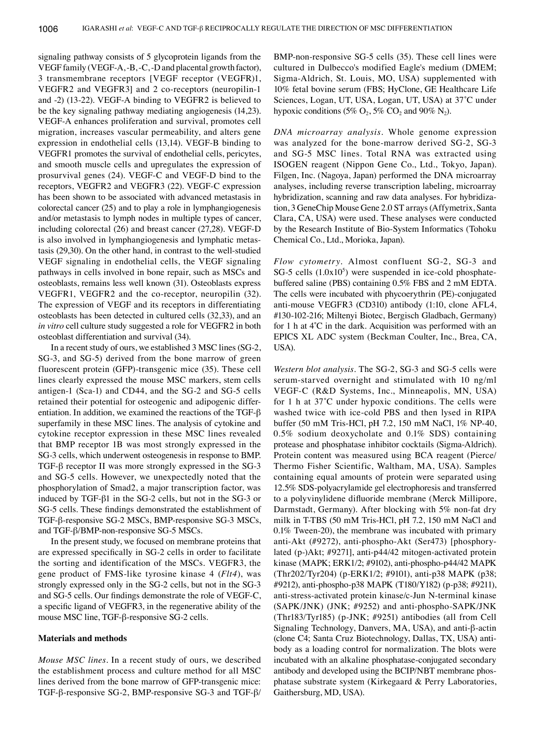signaling pathway consists of 5 glycoprotein ligands from the VEGF family (VEGF-A, -B, -C, -D and placental growth factor), 3 transmembrane receptors [VEGF receptor (VEGFR)1, VEGFR2 and VEGFR3] and 2 co-receptors (neuropilin-1 and -2) (13-22). VEGF-A binding to VEGFR2 is believed to be the key signaling pathway mediating angiogenesis (14,23). VEGF-A enhances proliferation and survival, promotes cell migration, increases vascular permeability, and alters gene expression in endothelial cells (13,14). VEGF-B binding to VEGFR1 promotes the survival of endothelial cells, pericytes, and smooth muscle cells and upregulates the expression of prosurvival genes (24). VEGF-C and VEGF-D bind to the receptors, VEGFR2 and VEGFR3 (22). VEGF-C expression has been shown to be associated with advanced metastasis in colorectal cancer (25) and to play a role in lymphangiogenesis and/or metastasis to lymph nodes in multiple types of cancer, including colorectal (26) and breast cancer (27,28). VEGF-D is also involved in lymphangiogenesis and lymphatic metastasis (29,30). On the other hand, in contrast to the well-studied VEGF signaling in endothelial cells, the VEGF signaling pathways in cells involved in bone repair, such as MSCs and osteoblasts, remains less well known (31). Osteoblasts express VEGFR1, VEGFR2 and the co-receptor, neuropilin (32). The expression of VEGF and its receptors in differentiating osteoblasts has been detected in cultured cells (32,33), and an *in vitro* cell culture study suggested a role for VEGFR2 in both osteoblast differentiation and survival (34).

In a recent study of ours, we established 3 MSC lines (SG-2, SG-3, and SG-5) derived from the bone marrow of green fluorescent protein (GFP)-transgenic mice (35). These cell lines clearly expressed the mouse MSC markers, stem cells antigen-1 (Sca-1) and CD44, and the SG-2 and SG-5 cells retained their potential for osteogenic and adipogenic differentiation. In addition, we examined the reactions of the TGF-β superfamily in these MSC lines. The analysis of cytokine and cytokine receptor expression in these MSC lines revealed that BMP receptor 1B was most strongly expressed in the SG-3 cells, which underwent osteogenesis in response to BMP. TGF-β receptor II was more strongly expressed in the SG-3 and SG-5 cells. However, we unexpectedly noted that the phosphorylation of Smad2, a major transcription factor, was induced by TGF-β1 in the SG-2 cells, but not in the SG-3 or SG-5 cells. These findings demonstrated the establishment of TGF-β-responsive SG-2 MSCs, BMP-responsive SG-3 MSCs, and TGF-β/BMP-non-responsive SG-5 MSCs.

In the present study, we focused on membrane proteins that are expressed specifically in SG-2 cells in order to facilitate the sorting and identification of the MSCs. VEGFR3, the gene product of FMS-like tyrosine kinase 4 (*Flt4*), was strongly expressed only in the SG-2 cells, but not in the SG-3 and SG-5 cells. Our findings demonstrate the role of VEGF-C, a specific ligand of VEGFR3, in the regenerative ability of the mouse MSC line, TGF-β-responsive SG-2 cells.

## Materials and methods

*Mouse MSC lines.* In a recent study of ours, we described the establishment process and culture method for all MSC lines derived from the bone marrow of GFP-transgenic mice: TGF-β-responsive SG-2, BMP-responsive SG-3 and TGF-β/BMP-non-responsive SG-5 cells (35). These cell lines were cultured in Dulbecco's modified Eagle's medium (DMEM; Sigma-Aldrich, St. Louis, MO, USA) supplemented with 10% fetal bovine serum (FBS; HyClone, GE Healthcare Life Sciences, Logan, UT, USA, Logan, UT, USA) at 37˚C under hypoxic conditions (5% $O_2$, 5% $CO_2$ and 90% $N_2$).

*DNA microarray analysis.* Whole genome expression was analyzed for the bone-marrow derived SG-2, SG-3 and SG-5 MSC lines. Total RNA was extracted using ISOGEN reagent (Nippon Gene Co., Ltd., Tokyo, Japan). Filgen, Inc. (Nagoya, Japan) performed the DNA microarray analyses, including reverse transcription labeling, microarray hybridization, scanning and raw data analyses. For hybridization, 3 GeneChip Mouse Gene 2.0 ST arrays (Affymetrix, Santa Clara, CA, USA) were used. These analyses were conducted by the Research Institute of Bio-System Informatics (Tohoku Chemical Co., Ltd., Morioka, Japan).

*Flow cytometry.* Almost confluent SG-2, SG-3 and SG-5 cells ($1.0 \times 10^5$) were suspended in ice-cold phosphate-buffered saline (PBS) containing 0.5% FBS and 2 mM EDTA. The cells were incubated with phycoerythrin (PE)-conjugated anti-mouse VEGFR3 (CD310) antibody (1:10, clone AFL4, #130-102-216; Miltenyi Biotec, Bergisch Gladbach, Germany) for 1 h at 4˚C in the dark. Acquisition was performed with an EPICS XL ADC system (Beckman Coulter, Inc., Brea, CA, USA).

*Western blot analysis.* The SG-2, SG-3 and SG-5 cells were serum-starved overnight and stimulated with 10 ng/ml VEGF-C (R&D Systems, Inc., Minneapolis, MN, USA) for 1 h at 37˚C under hypoxic conditions. The cells were washed twice with ice-cold PBS and then lysed in RIPA buffer (50 mM Tris-HCl, pH 7.2, 150 mM NaCl, 1% NP-40, 0.5% sodium deoxycholate and 0.1% SDS) containing protease and phosphatase inhibitor cocktails (Sigma-Aldrich). Protein content was measured using BCA reagent (Pierce/Thermo Fisher Scientific, Waltham, MA, USA). Samples containing equal amounts of protein were separated using 12.5% SDS-polyacrylamide gel electrophoresis and transferred to a polyvinylidene difluoride membrane (Merck Millipore, Darmstadt, Germany). After blocking with 5% non-fat dry milk in T-TBS (50 mM Tris-HCl, pH 7.2, 150 mM NaCl and 0.1% Tween-20), the membrane was incubated with primary anti-Akt (#9272), anti-phospho-Akt (Ser473) [phosphorylated (p-)Akt; #9271], anti-p44/42 mitogen-activated protein kinase (MAPK; ERK1/2; #9102), anti-phospho-p44/42 MAPK (Thr202/Tyr204) (p-ERK1/2; #9101), anti-p38 MAPK (p38; #9212), anti-phospho-p38 MAPK (T180/Y182) (p-p38; #9211), anti-stress-activated protein kinase/c-Jun N-terminal kinase (SAPK/JNK) (JNK; #9252) and anti-phospho-SAPK/JNK (Thr183/Tyr185) (p-JNK; #9251) antibodies (all from Cell Signaling Technology, Danvers, MA, USA), and anti-β-actin (clone C4; Santa Cruz Biotechnology, Dallas, TX, USA) antibody as a loading control for normalization. The blots were incubated with an alkaline phosphatase-conjugated secondary antibody and developed using the BCIP/NBT membrane phosphatase substrate system (Kirkegaard & Perry Laboratories, Gaithersburg, MD, USA).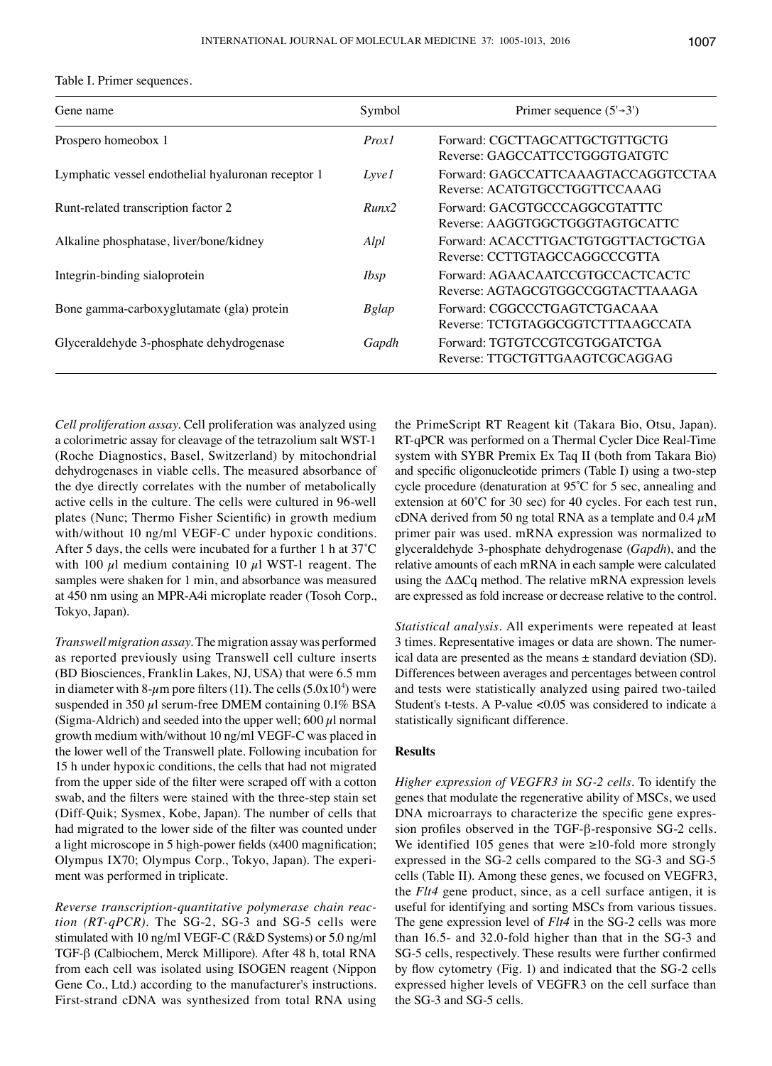Table I. Primer sequences.

| Gene name | Symbol | Primer sequence (5'→3') |
|---|---|---|
| Prospero homeobox 1 | *Prox1* | Forward: CGCTTAGCATTGCTGTTGCTG<br>Reverse: GAGCCATTCCTGGGTGATGTC |
| Lymphatic vessel endothelial hyaluronan receptor 1 | *Lyve1* | Forward: GAGCCATTCAAAGTACCAGGTCCTAA<br>Reverse: ACATGTGCCTGGTTCCAAAG |
| Runt-related transcription factor 2 | *Runx2* | Forward: GACGTGCCCAGGCGTATTTC<br>Reverse: AAGGTGGCTGGGTAGTGCATTC |
| Alkaline phosphatase, liver/bone/kidney | *Alpl* | Forward: ACACCTTGACTGTGGTTACTGCTGA<br>Reverse: CCTTGTAGCCAGGCCCGTTA |
| Integrin-binding sialoprotein | *Ibsp* | Forward: AGAACAATCCGTGCCACTCACTC<br>Reverse: AGTAGCGTGGCCGGTACTTAAAGA |
| Bone gamma-carboxyglutamate (gla) protein | *Bglap* | Forward: CGGCCCTGAGTCTGACAAA<br>Reverse: TCTGTAGGCGGTCTTTAAGCCATA |
| Glyceraldehyde 3-phosphate dehydrogenase | *Gapdh* | Forward: TGTGTCCGTCGTGGATCTGA<br>Reverse: TTGCTGTTGAAGTCGCAGGAG |

*Cell proliferation assay.* Cell proliferation was analyzed using a colorimetric assay for cleavage of the tetrazolium salt WST-1 (Roche Diagnostics, Basel, Switzerland) by mitochondrial dehydrogenases in viable cells. The measured absorbance of the dye directly correlates with the number of metabolically active cells in the culture. The cells were cultured in 96-well plates (Nunc; Thermo Fisher Scientific) in growth medium with/without 10 ng/ml VEGF-C under hypoxic conditions. After 5 days, the cells were incubated for a further 1 h at 37˚C with 100 $\mu$l medium containing 10 $\mu$l WST-1 reagent. The samples were shaken for 1 min, and absorbance was measured at 450 nm using an MPR-A4i microplate reader (Tosoh Corp., Tokyo, Japan).

*Transwell migration assay.* The migration assay was performed as reported previously using Transwell cell culture inserts (BD Biosciences, Franklin Lakes, NJ, USA) that were 6.5 mm in diameter with 8-$\mu$m pore filters (11). The cells ($5.0 \times 10^4$) were suspended in 350 $\mu$l serum-free DMEM containing 0.1% BSA (Sigma-Aldrich) and seeded into the upper well; 600 $\mu$l normal growth medium with/without 10 ng/ml VEGF-C was placed in the lower well of the Transwell plate. Following incubation for 15 h under hypoxic conditions, the cells that had not migrated from the upper side of the filter were scraped off with a cotton swab, and the filters were stained with the three-step stain set (Diff-Quik; Sysmex, Kobe, Japan). The number of cells that had migrated to the lower side of the filter was counted under a light microscope in 5 high-power fields (x400 magnification; Olympus IX70; Olympus Corp., Tokyo, Japan). The experiment was performed in triplicate.

*Reverse transcription-quantitative polymerase chain reaction (RT-qPCR).* The SG-2, SG-3 and SG-5 cells were stimulated with 10 ng/ml VEGF-C (R&D Systems) or 5.0 ng/ml TGF-β (Calbiochem, Merck Millipore). After 48 h, total RNA from each cell was isolated using ISOGEN reagent (Nippon Gene Co., Ltd.) according to the manufacturer's instructions. First-strand cDNA was synthesized from total RNA using the PrimeScript RT Reagent kit (Takara Bio, Otsu, Japan). RT-qPCR was performed on a Thermal Cycler Dice Real-Time system with SYBR Premix Ex Taq II (both from Takara Bio) and specific oligonucleotide primers (Table I) using a two-step cycle procedure (denaturation at 95˚C for 5 sec, annealing and extension at 60˚C for 30 sec) for 40 cycles. For each test run, cDNA derived from 50 ng total RNA as a template and 0.4 $\mu$M primer pair was used. mRNA expression was normalized to glyceraldehyde 3-phosphate dehydrogenase (*Gapdh*), and the relative amounts of each mRNA in each sample were calculated using the $\Delta\Delta$Cq method. The relative mRNA expression levels are expressed as fold increase or decrease relative to the control.

*Statistical analysis.* All experiments were repeated at least 3 times. Representative images or data are shown. The numerical data are presented as the means ± standard deviation (SD). Differences between averages and percentages between control and tests were statistically analyzed using paired two-tailed Student's t-tests. A P-value <0.05 was considered to indicate a statistically significant difference.

## Results

*Higher expression of VEGFR3 in SG-2 cells.* To identify the genes that modulate the regenerative ability of MSCs, we used DNA microarrays to characterize the specific gene expression profiles observed in the TGF-β-responsive SG-2 cells. We identified 105 genes that were ≥10-fold more strongly expressed in the SG-2 cells compared to the SG-3 and SG-5 cells (Table II). Among these genes, we focused on VEGFR3, the *Flt4* gene product, since, as a cell surface antigen, it is useful for identifying and sorting MSCs from various tissues. The gene expression level of *Flt4* in the SG-2 cells was more than 16.5- and 32.0-fold higher than that in the SG-3 and SG-5 cells, respectively. These results were further confirmed by flow cytometry (Fig. 1) and indicated that the SG-2 cells expressed higher levels of VEGFR3 on the cell surface than the SG-3 and SG-5 cells.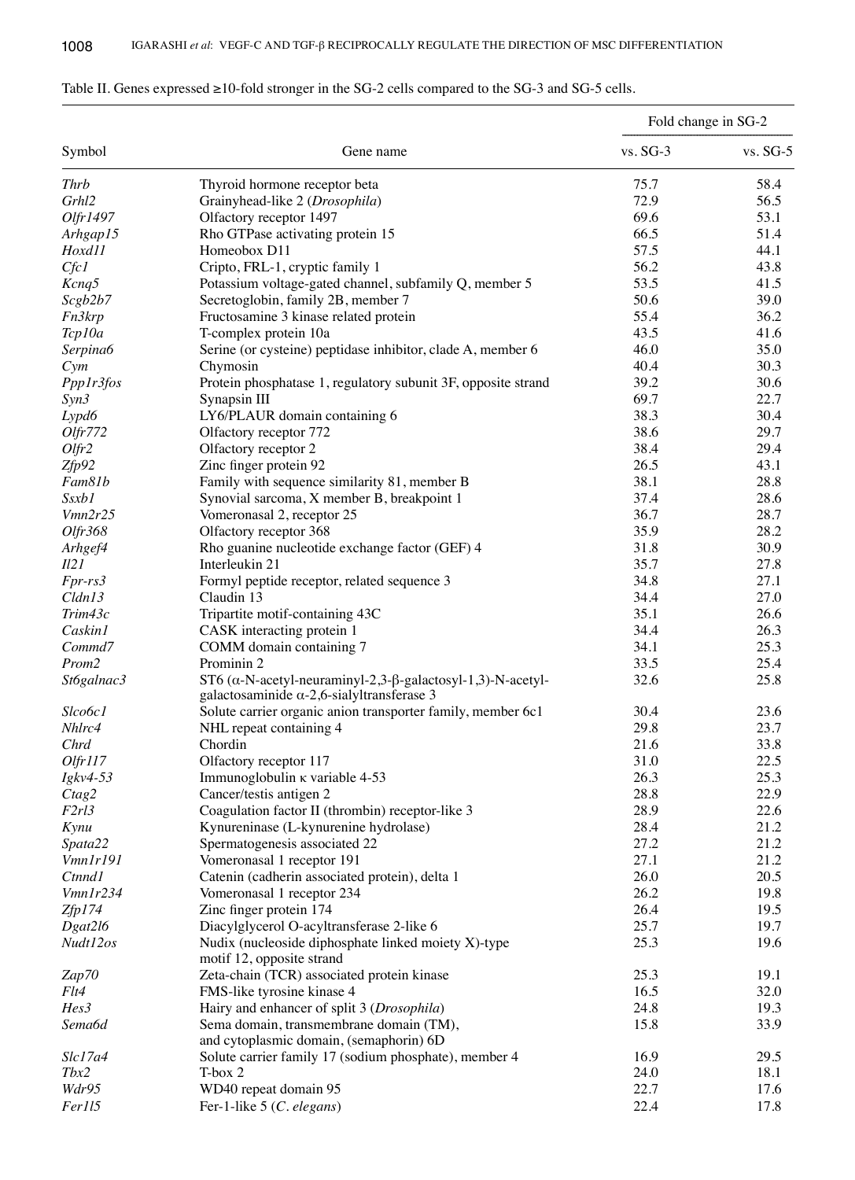Table II. Genes expressed ≥10-fold stronger in the SG-2 cells compared to the SG-3 and SG-5 cells.

| Symbol | Gene name | Fold change in SG-2 | |
|---|---|---|---|
| | | vs. SG-3 | vs. SG-5 |
| *Thrb* | Thyroid hormone receptor beta | 75.7 | 58.4 |
| *Grhl2* | Grainyhead-like 2 (*Drosophila*) | 72.9 | 56.5 |
| *Olfr1497* | Olfactory receptor 1497 | 69.6 | 53.1 |
| *Arhgap15* | Rho GTPase activating protein 15 | 66.5 | 51.4 |
| *Hoxd11* | Homeobox D11 | 57.5 | 44.1 |
| *Cfc1* | Cripto, FRL-1, cryptic family 1 | 56.2 | 43.8 |
| *Kcnq5* | Potassium voltage-gated channel, subfamily Q, member 5 | 53.5 | 41.5 |
| *Scgb2b7* | Secretoglobin, family 2B, member 7 | 50.6 | 39.0 |
| *Fn3krp* | Fructosamine 3 kinase related protein | 55.4 | 36.2 |
| *Tcp10a* | T-complex protein 10a | 43.5 | 41.6 |
| *Serpina6* | Serine (or cysteine) peptidase inhibitor, clade A, member 6 | 46.0 | 35.0 |
| *Cym* | Chymosin | 40.4 | 30.3 |
| *Ppp1r3fos* | Protein phosphatase 1, regulatory subunit 3F, opposite strand | 39.2 | 30.6 |
| *Syn3* | Synapsin III | 69.7 | 22.7 |
| *Lypd6* | LY6/PLAUR domain containing 6 | 38.3 | 30.4 |
| *Olfr772* | Olfactory receptor 772 | 38.6 | 29.7 |
| *Olfr2* | Olfactory receptor 2 | 38.4 | 29.4 |
| *Zfp92* | Zinc finger protein 92 | 26.5 | 43.1 |
| *Fam81b* | Family with sequence similarity 81, member B | 38.1 | 28.8 |
| *Ssxb1* | Synovial sarcoma, X member B, breakpoint 1 | 37.4 | 28.6 |
| *Vmn2r25* | Vomeronasal 2, receptor 25 | 36.7 | 28.7 |
| *Olfr368* | Olfactory receptor 368 | 35.9 | 28.2 |
| *Arhgef4* | Rho guanine nucleotide exchange factor (GEF) 4 | 31.8 | 30.9 |
| *Il21* | Interleukin 21 | 35.7 | 27.8 |
| *Fpr-rs3* | Formyl peptide receptor, related sequence 3 | 34.8 | 27.1 |
| *Cldn13* | Claudin 13 | 34.4 | 27.0 |
| *Trim43c* | Tripartite motif-containing 43C | 35.1 | 26.6 |
| *Caskin1* | CASK interacting protein 1 | 34.4 | 26.3 |
| *Commd7* | COMM domain containing 7 | 34.1 | 25.3 |
| *Prom2* | Prominin 2 | 33.5 | 25.4 |
| *St6galnac3* | ST6 (α-N-acetyl-neuraminyl-2,3-β-galactosyl-1,3)-N-acetyl-galactosaminide α-2,6-sialyltransferase 3 | 32.6 | 25.8 |
| *Slco6c1* | Solute carrier organic anion transporter family, member 6c1 | 30.4 | 23.6 |
| *Nhlrc4* | NHL repeat containing 4 | 29.8 | 23.7 |
| *Chrd* | Chordin | 21.6 | 33.8 |
| *Olfr117* | Olfactory receptor 117 | 31.0 | 22.5 |
| *Igkv4-53* | Immunoglobulin κ variable 4-53 | 26.3 | 25.3 |
| *Ctag2* | Cancer/testis antigen 2 | 28.8 | 22.9 |
| *F2rl3* | Coagulation factor II (thrombin) receptor-like 3 | 28.9 | 22.6 |
| *Kynu* | Kynureninase (L-kynurenine hydrolase) | 28.4 | 21.2 |
| *Spata22* | Spermatogenesis associated 22 | 27.2 | 21.2 |
| *Vmn1r191* | Vomeronasal 1 receptor 191 | 27.1 | 21.2 |
| *Ctnnd1* | Catenin (cadherin associated protein), delta 1 | 26.0 | 20.5 |
| *Vmn1r234* | Vomeronasal 1 receptor 234 | 26.2 | 19.8 |
| *Zfp174* | Zinc finger protein 174 | 26.4 | 19.5 |
| *Dgat2l6* | Diacylglycerol O-acyltransferase 2-like 6 | 25.7 | 19.7 |
| *Nudt12os* | Nudix (nucleoside diphosphate linked moiety X)-type motif 12, opposite strand | 25.3 | 19.6 |
| *Zap70* | Zeta-chain (TCR) associated protein kinase | 25.3 | 19.1 |
| *Flt4* | FMS-like tyrosine kinase 4 | 16.5 | 32.0 |
| *Hes3* | Hairy and enhancer of split 3 (*Drosophila*) | 24.8 | 19.3 |
| *Sema6d* | Sema domain, transmembrane domain (TM), and cytoplasmic domain, (semaphorin) 6D | 15.8 | 33.9 |
| *Slc17a4* | Solute carrier family 17 (sodium phosphate), member 4 | 16.9 | 29.5 |
| *Tbx2* | T-box 2 | 24.0 | 18.1 |
| *Wdr95* | WD40 repeat domain 95 | 22.7 | 17.6 |
| *Fer1l5* | Fer-1-like 5 (*C. elegans*) | 22.4 | 17.8 |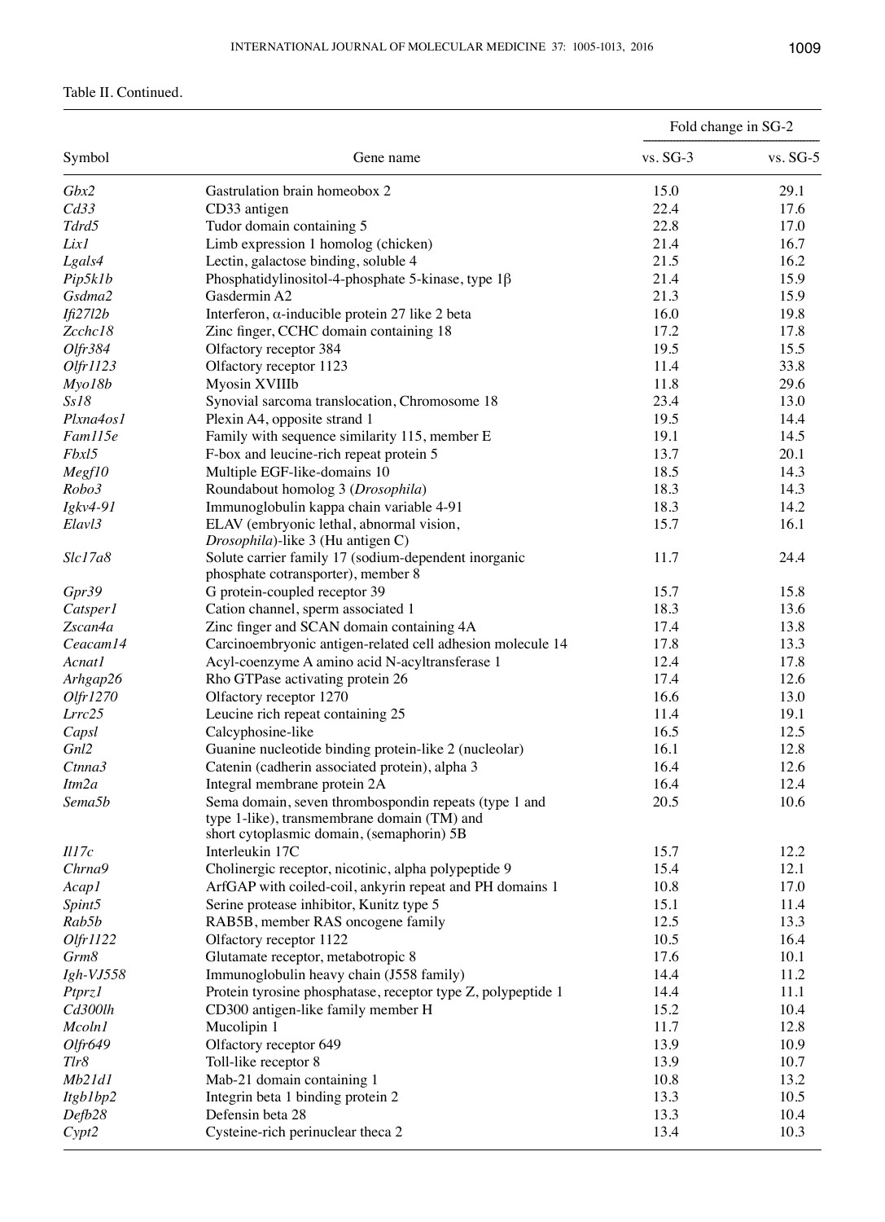Table II. Continued.

| Symbol | Gene name | Fold change in SG-2 | |
|---|---|---|---|
| | | vs. SG-3 | vs. SG-5 |
| *Gbx2* | Gastrulation brain homeobox 2 | 15.0 | 29.1 |
| *Cd33* | CD33 antigen | 22.4 | 17.6 |
| *Tdrd5* | Tudor domain containing 5 | 22.8 | 17.0 |
| *Lix1* | Limb expression 1 homolog (chicken) | 21.4 | 16.7 |
| *Lgals4* | Lectin, galactose binding, soluble 4 | 21.5 | 16.2 |
| *Pip5k1b* | Phosphatidylinositol-4-phosphate 5-kinase, type 1β | 21.4 | 15.9 |
| *Gsdma2* | Gasdermin A2 | 21.3 | 15.9 |
| *Ifi27l2b* | Interferon, α-inducible protein 27 like 2 beta | 16.0 | 19.8 |
| *Zcchc18* | Zinc finger, CCHC domain containing 18 | 17.2 | 17.8 |
| *Olfr384* | Olfactory receptor 384 | 19.5 | 15.5 |
| *Olfr1123* | Olfactory receptor 1123 | 11.4 | 33.8 |
| *Myo18b* | Myosin XVIIIb | 11.8 | 29.6 |
| *Ss18* | Synovial sarcoma translocation, Chromosome 18 | 23.4 | 13.0 |
| *Plxna4os1* | Plexin A4, opposite strand 1 | 19.5 | 14.4 |
| *Fam115e* | Family with sequence similarity 115, member E | 19.1 | 14.5 |
| *Fbxl5* | F-box and leucine-rich repeat protein 5 | 13.7 | 20.1 |
| *Megf10* | Multiple EGF-like-domains 10 | 18.5 | 14.3 |
| *Robo3* | Roundabout homolog 3 (*Drosophila*) | 18.3 | 14.3 |
| *Igkv4-91* | Immunoglobulin kappa chain variable 4-91 | 18.3 | 14.2 |
| *Elavl3* | ELAV (embryonic lethal, abnormal vision, *Drosophila*)-like 3 (Hu antigen C) | 15.7 | 16.1 |
| *Slc17a8* | Solute carrier family 17 (sodium-dependent inorganic phosphate cotransporter), member 8 | 11.7 | 24.4 |
| *Gpr39* | G protein-coupled receptor 39 | 15.7 | 15.8 |
| *Catsper1* | Cation channel, sperm associated 1 | 18.3 | 13.6 |
| *Zscan4a* | Zinc finger and SCAN domain containing 4A | 17.4 | 13.8 |
| *Ceacam14* | Carcinoembryonic antigen-related cell adhesion molecule 14 | 17.8 | 13.3 |
| *Acnat1* | Acyl-coenzyme A amino acid N-acyltransferase 1 | 12.4 | 17.8 |
| *Arhgap26* | Rho GTPase activating protein 26 | 17.4 | 12.6 |
| *Olfr1270* | Olfactory receptor 1270 | 16.6 | 13.0 |
| *Lrrc25* | Leucine rich repeat containing 25 | 11.4 | 19.1 |
| *Capsl* | Calcyphosine-like | 16.5 | 12.5 |
| *Gnl2* | Guanine nucleotide binding protein-like 2 (nucleolar) | 16.1 | 12.8 |
| *Ctnna3* | Catenin (cadherin associated protein), alpha 3 | 16.4 | 12.6 |
| *Itm2a* | Integral membrane protein 2A | 16.4 | 12.4 |
| *Sema5b* | Sema domain, seven thrombospondin repeats (type 1 and type 1-like), transmembrane domain (TM) and short cytoplasmic domain, (semaphorin) 5B | 20.5 | 10.6 |
| *Il17c* | Interleukin 17C | 15.7 | 12.2 |
| *Chrna9* | Cholinergic receptor, nicotinic, alpha polypeptide 9 | 15.4 | 12.1 |
| *Acap1* | ArfGAP with coiled-coil, ankyrin repeat and PH domains 1 | 10.8 | 17.0 |
| *Spint5* | Serine protease inhibitor, Kunitz type 5 | 15.1 | 11.4 |
| *Rab5b* | RAB5B, member RAS oncogene family | 12.5 | 13.3 |
| *Olfr1122* | Olfactory receptor 1122 | 10.5 | 16.4 |
| *Grm8* | Glutamate receptor, metabotropic 8 | 17.6 | 10.1 |
| *Igh-VJ558* | Immunoglobulin heavy chain (J558 family) | 14.4 | 11.2 |
| *Ptprz1* | Protein tyrosine phosphatase, receptor type Z, polypeptide 1 | 14.4 | 11.1 |
| *Cd300lh* | CD300 antigen-like family member H | 15.2 | 10.4 |
| *Mcoln1* | Mucolipin 1 | 11.7 | 12.8 |
| *Olfr649* | Olfactory receptor 649 | 13.9 | 10.9 |
| *Tlr8* | Toll-like receptor 8 | 13.9 | 10.7 |
| *Mb21d1* | Mab-21 domain containing 1 | 10.8 | 13.2 |
| *Itgb1bp2* | Integrin beta 1 binding protein 2 | 13.3 | 10.5 |
| *Defb28* | Defensin beta 28 | 13.3 | 10.4 |
| *Cypt2* | Cysteine-rich perinuclear theca 2 | 13.4 | 10.3 |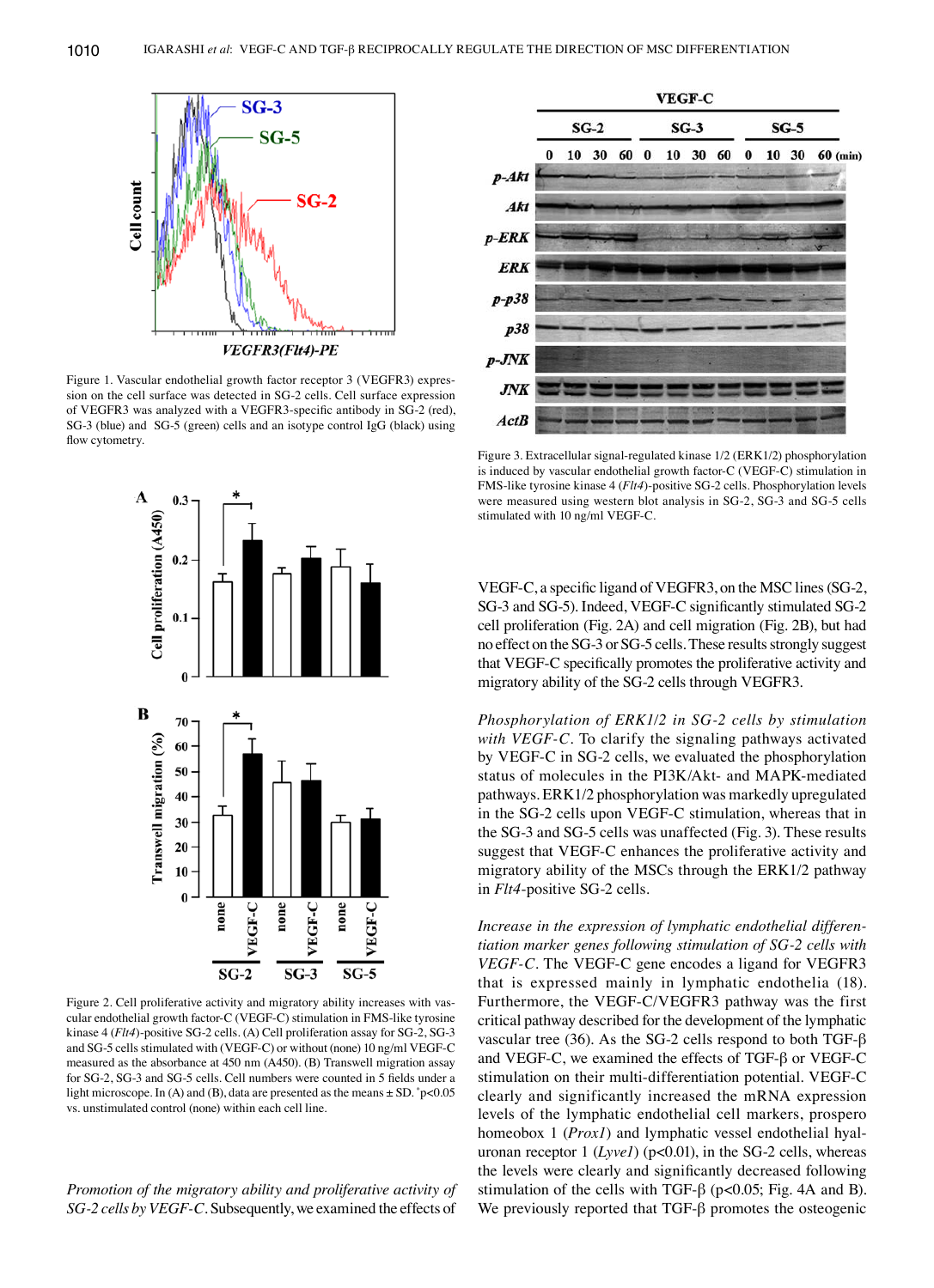Figure 1. Vascular endothelial growth factor receptor 3 (VEGFR3) expression on the cell surface was detected in SG-2 cells. Cell surface expression of VEGFR3 was analyzed with a VEGFR3-specific antibody in SG-2 (red), SG-3 (blue) and SG-5 (green) cells and an isotype control IgG (black) using flow cytometry.

Figure 2. Cell proliferative activity and migratory ability increases with vascular endothelial growth factor-C (VEGF-C) stimulation in FMS-like tyrosine kinase 4 (*Flt4*)-positive SG-2 cells. (A) Cell proliferation assay for SG-2, SG-3 and SG-5 cells stimulated with (VEGF-C) or without (none) 10 ng/ml VEGF-C measured as the absorbance at 450 nm (A450). (B) Transwell migration assay for SG-2, SG-3 and SG-5 cells. Cell numbers were counted in 5 fields under a light microscope. In (A) and (B), data are presented as the means ± SD. *p<0.05 vs. unstimulated control (none) within each cell line.

*Promotion of the migratory ability and proliferative activity of SG-2 cells by VEGF-C.* Subsequently, we examined the effects of VEGF-C, a specific ligand of VEGFR3, on the MSC lines (SG-2, SG-3 and SG-5). Indeed, VEGF-C significantly stimulated SG-2 cell proliferation (Fig. 2A) and cell migration (Fig. 2B), but had no effect on the SG-3 or SG-5 cells. These results strongly suggest that VEGF-C specifically promotes the proliferative activity and migratory ability of the SG-2 cells through VEGFR3.

Figure 3. Extracellular signal-regulated kinase 1/2 (ERK1/2) phosphorylation is induced by vascular endothelial growth factor-C (VEGF-C) stimulation in FMS-like tyrosine kinase 4 (*Flt4*)-positive SG-2 cells. Phosphorylation levels were measured using western blot analysis in SG-2, SG-3 and SG-5 cells stimulated with 10 ng/ml VEGF-C.

*Phosphorylation of ERK1/2 in SG-2 cells by stimulation with VEGF-C.* To clarify the signaling pathways activated by VEGF-C in SG-2 cells, we evaluated the phosphorylation status of molecules in the PI3K/Akt- and MAPK-mediated pathways. ERK1/2 phosphorylation was markedly upregulated in the SG-2 cells upon VEGF-C stimulation, whereas that in the SG-3 and SG-5 cells was unaffected (Fig. 3). These results suggest that VEGF-C enhances the proliferative activity and migratory ability of the MSCs through the ERK1/2 pathway in *Flt4*-positive SG-2 cells.

*Increase in the expression of lymphatic endothelial differentiation marker genes following stimulation of SG-2 cells with VEGF-C.* The VEGF-C gene encodes a ligand for VEGFR3 that is expressed mainly in lymphatic endothelia (18). Furthermore, the VEGF-C/VEGFR3 pathway was the first critical pathway described for the development of the lymphatic vascular tree (36). As the SG-2 cells respond to both TGF-β and VEGF-C, we examined the effects of TGF-β or VEGF-C stimulation on their multi-differentiation potential. VEGF-C clearly and significantly increased the mRNA expression levels of the lymphatic endothelial cell markers, prospero homeobox 1 (*Prox1*) and lymphatic vessel endothelial hyaluronan receptor 1 (*Lyve1*) (p<0.01), in the SG-2 cells, whereas the levels were clearly and significantly decreased following stimulation of the cells with TGF-β (p<0.05; Fig. 4A and B). We previously reported that TGF-β promotes the osteogenic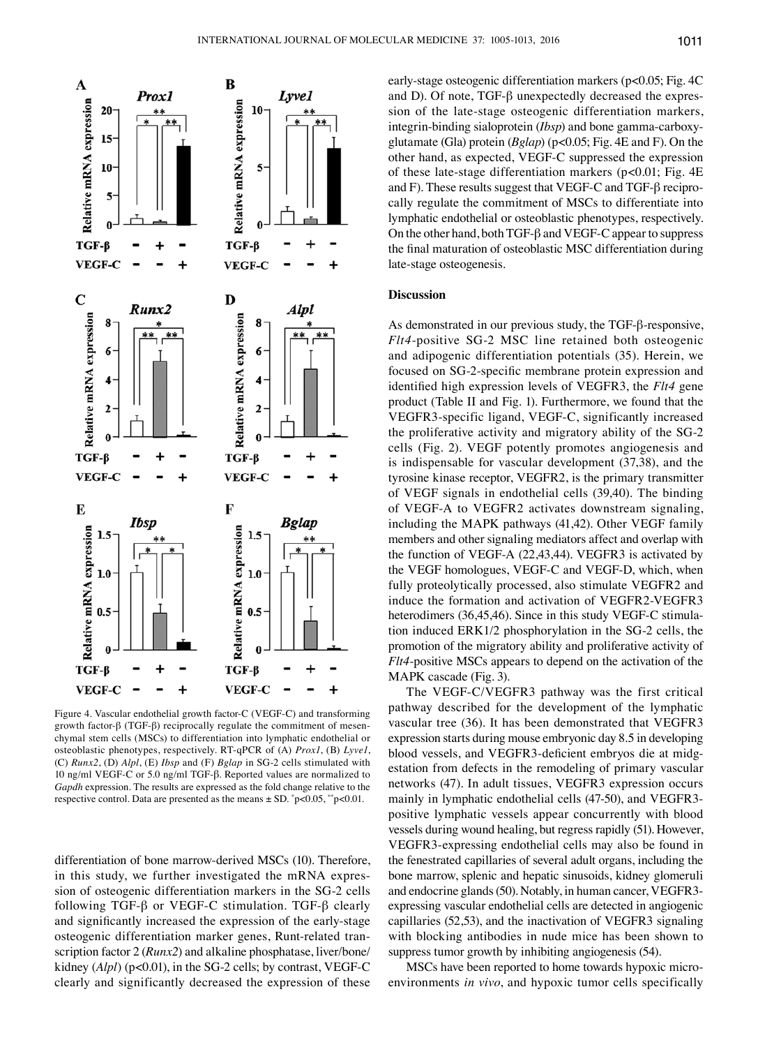Figure 4. Vascular endothelial growth factor-C (VEGF-C) and transforming growth factor-β (TGF-β) reciprocally regulate the commitment of mesenchymal stem cells (MSCs) to differentiation into lymphatic endothelial or osteoblastic phenotypes, respectively. RT-qPCR of (A) *Prox1*, (B) *Lyve1*, (C) *Runx2*, (D) *Alpl*, (E) *Ibsp* and (F) *Bglap* in SG-2 cells stimulated with 10 ng/ml VEGF-C or 5.0 ng/ml TGF-β. Reported values are normalized to *Gapdh* expression. The results are expressed as the fold change relative to the respective control. Data are presented as the means ± SD. *p<0.05, **p<0.01.

differentiation of bone marrow-derived MSCs (10). Therefore, in this study, we further investigated the mRNA expression of osteogenic differentiation markers in the SG-2 cells following TGF-β or VEGF-C stimulation. TGF-β clearly and significantly increased the expression of the early-stage osteogenic differentiation marker genes, Runt-related transcription factor 2 (*Runx2*) and alkaline phosphatase, liver/bone/kidney (*Alpl*) (p<0.01), in the SG-2 cells; by contrast, VEGF-C clearly and significantly decreased the expression of these early-stage osteogenic differentiation markers (p<0.05; Fig. 4C and D). Of note, TGF-β unexpectedly decreased the expression of the late-stage osteogenic differentiation markers, integrin-binding sialoprotein (*Ibsp*) and bone gamma-carboxyglutamate (Gla) protein (*Bglap*) (p<0.05; Fig. 4E and F). On the other hand, as expected, VEGF-C suppressed the expression of these late-stage differentiation markers (p<0.01; Fig. 4E and F). These results suggest that VEGF-C and TGF-β reciprocally regulate the commitment of MSCs to differentiate into lymphatic endothelial or osteoblastic phenotypes, respectively. On the other hand, both TGF-β and VEGF-C appear to suppress the final maturation of osteoblastic MSC differentiation during late-stage osteogenesis.

## Discussion

As demonstrated in our previous study, the TGF-β-responsive, *Flt4*-positive SG-2 MSC line retained both osteogenic and adipogenic differentiation potentials (35). Herein, we focused on SG-2-specific membrane protein expression and identified high expression levels of VEGFR3, the *Flt4* gene product (Table II and Fig. 1). Furthermore, we found that the VEGFR3-specific ligand, VEGF-C, significantly increased the proliferative activity and migratory ability of the SG-2 cells (Fig. 2). VEGF potently promotes angiogenesis and is indispensable for vascular development (37,38), and the tyrosine kinase receptor, VEGFR2, is the primary transmitter of VEGF signals in endothelial cells (39,40). The binding of VEGF-A to VEGFR2 activates downstream signaling, including the MAPK pathways (41,42). Other VEGF family members and other signaling mediators affect and overlap with the function of VEGF-A (22,43,44). VEGFR3 is activated by the VEGF homologues, VEGF-C and VEGF-D, which, when fully proteolytically processed, also stimulate VEGFR2 and induce the formation and activation of VEGFR2-VEGFR3 heterodimers (36,45,46). Since in this study VEGF-C stimulation induced ERK1/2 phosphorylation in the SG-2 cells, the promotion of the migratory ability and proliferative activity of *Flt4*-positive MSCs appears to depend on the activation of the MAPK cascade (Fig. 3).

The VEGF-C/VEGFR3 pathway was the first critical pathway described for the development of the lymphatic vascular tree (36). It has been demonstrated that VEGFR3 expression starts during mouse embryonic day 8.5 in developing blood vessels, and VEGFR3-deficient embryos die at midgestation from defects in the remodeling of primary vascular networks (47). In adult tissues, VEGFR3 expression occurs mainly in lymphatic endothelial cells (47-50), and VEGFR3-positive lymphatic vessels appear concurrently with blood vessels during wound healing, but regress rapidly (51). However, VEGFR3-expressing endothelial cells may also be found in the fenestrated capillaries of several adult organs, including the bone marrow, splenic and hepatic sinusoids, kidney glomeruli and endocrine glands (50). Notably, in human cancer, VEGFR3-expressing vascular endothelial cells are detected in angiogenic capillaries (52,53), and the inactivation of VEGFR3 signaling with blocking antibodies in nude mice has been shown to suppress tumor growth by inhibiting angiogenesis (54).

MSCs have been reported to home towards hypoxic microenvironments *in vivo*, and hypoxic tumor cells specifically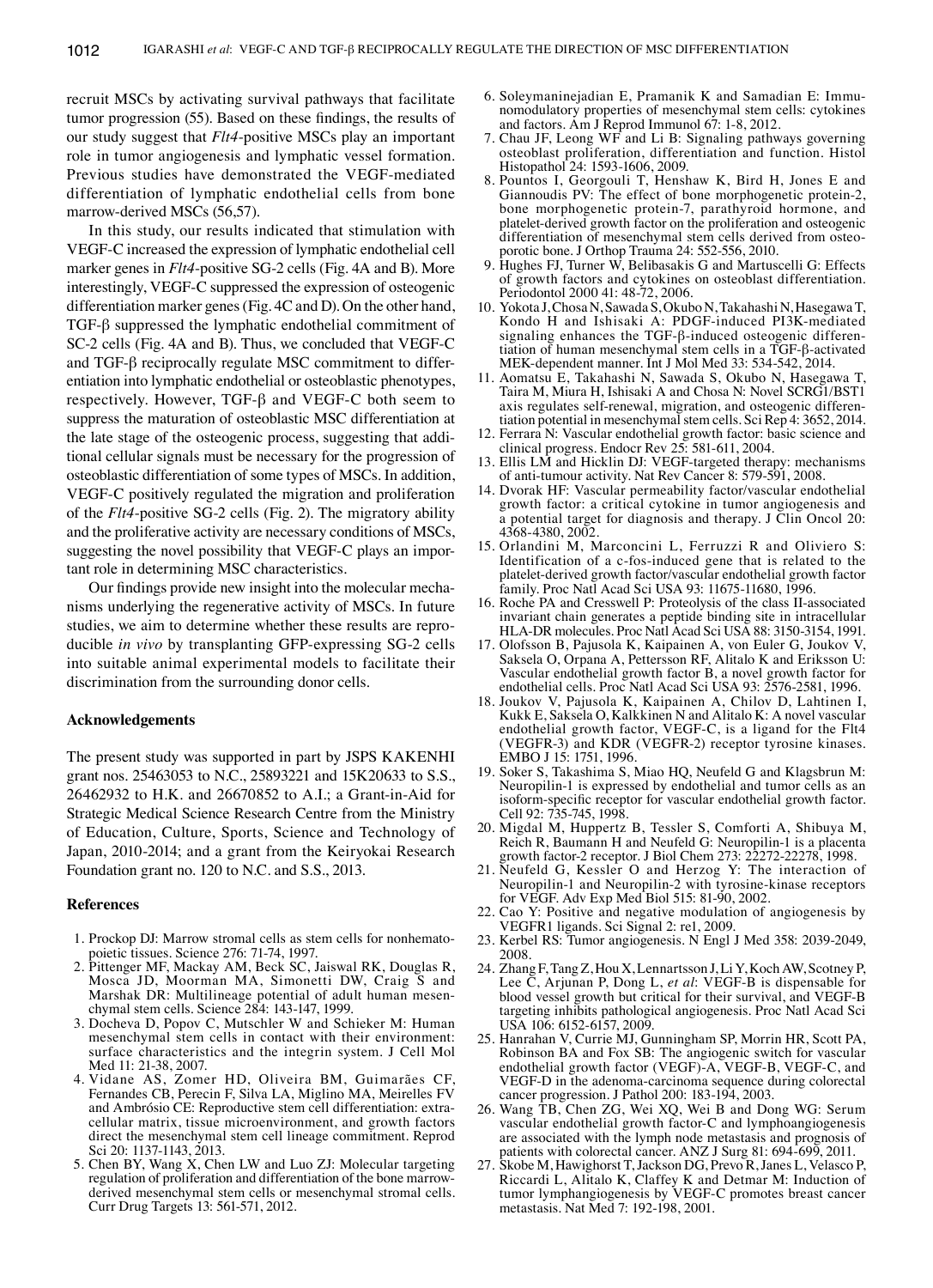recruit MSCs by activating survival pathways that facilitate tumor progression (55). Based on these findings, the results of our study suggest that *Flt4*-positive MSCs play an important role in tumor angiogenesis and lymphatic vessel formation. Previous studies have demonstrated the VEGF-mediated differentiation of lymphatic endothelial cells from bone marrow-derived MSCs (56,57).

In this study, our results indicated that stimulation with VEGF-C increased the expression of lymphatic endothelial cell marker genes in *Flt4*-positive SG-2 cells (Fig. 4A and B). More interestingly, VEGF-C suppressed the expression of osteogenic differentiation marker genes (Fig. 4C and D). On the other hand, TGF-β suppressed the lymphatic endothelial commitment of SC-2 cells (Fig. 4A and B). Thus, we concluded that VEGF-C and TGF-β reciprocally regulate MSC commitment to differentiation into lymphatic endothelial or osteoblastic phenotypes, respectively. However, TGF-β and VEGF-C both seem to suppress the maturation of osteoblastic MSC differentiation at the late stage of the osteogenic process, suggesting that additional cellular signals must be necessary for the progression of osteoblastic differentiation of some types of MSCs. In addition, VEGF-C positively regulated the migration and proliferation of the *Flt4*-positive SG-2 cells (Fig. 2). The migratory ability and the proliferative activity are necessary conditions of MSCs, suggesting the novel possibility that VEGF-C plays an important role in determining MSC characteristics.

Our findings provide new insight into the molecular mechanisms underlying the regenerative activity of MSCs. In future studies, we aim to determine whether these results are reproducible *in vivo* by transplanting GFP-expressing SG-2 cells into suitable animal experimental models to facilitate their discrimination from the surrounding donor cells.

## Acknowledgements

The present study was supported in part by JSPS KAKENHI grant nos. 25463053 to N.C., 25893221 and 15K20633 to S.S., 26462932 to H.K. and 26670852 to A.I.; a Grant-in-Aid for Strategic Medical Science Research Centre from the Ministry of Education, Culture, Sports, Science and Technology of Japan, 2010-2014; and a grant from the Keiryokai Research Foundation grant no. 120 to N.C. and S.S., 2013.

## References

1. Prockop DJ: Marrow stromal cells as stem cells for nonhematopoietic tissues. Science 276: 71-74, 1997.
2. Pittenger MF, Mackay AM, Beck SC, Jaiswal RK, Douglas R, Mosca JD, Moorman MA, Simonetti DW, Craig S and Marshak DR: Multilineage potential of adult human mesenchymal stem cells. Science 284: 143-147, 1999.
3. Docheva D, Popov C, Mutschler W and Schieker M: Human mesenchymal stem cells in contact with their environment: surface characteristics and the integrin system. J Cell Mol Med 11: 21-38, 2007.
4. Vidane AS, Zomer HD, Oliveira BM, Guimarães CF, Fernandes CB, Perecin F, Silva LA, Miglino MA, Meirelles FV and Ambrósio CE: Reproductive stem cell differentiation: extracellular matrix, tissue microenvironment, and growth factors direct the mesenchymal stem cell lineage commitment. Reprod Sci 20: 1137-1143, 2013.
5. Chen BY, Wang X, Chen LW and Luo ZJ: Molecular targeting regulation of proliferation and differentiation of the bone marrow-derived mesenchymal stem cells or mesenchymal stromal cells. Curr Drug Targets 13: 561-571, 2012.
6. Soleymaninejadian E, Pramanik K and Samadian E: Immunomodulatory properties of mesenchymal stem cells: cytokines and factors. Am J Reprod Immunol 67: 1-8, 2012.
7. Chau JF, Leong WF and Li B: Signaling pathways governing osteoblast proliferation, differentiation and function. Histol Histopathol 24: 1593-1606, 2009.
8. Pountos I, Georgouli T, Henshaw K, Bird H, Jones E and Giannoudis PV: The effect of bone morphogenetic protein-2, bone morphogenetic protein-7, parathyroid hormone, and platelet-derived growth factor on the proliferation and osteogenic differentiation of mesenchymal stem cells derived from osteoporotic bone. J Orthop Trauma 24: 552-556, 2010.
9. Hughes FJ, Turner W, Belibasakis G and Martuscelli G: Effects of growth factors and cytokines on osteoblast differentiation. Periodontol 2000 41: 48-72, 2006.
10. Yokota J, Chosa N, Sawada S, Okubo N, Takahashi N, Hasegawa T, Kondo H and Ishisaki A: PDGF-induced PI3K-mediated signaling enhances the TGF-β-induced osteogenic differentiation of human mesenchymal stem cells in a TGF-β-activated MEK-dependent manner. Int J Mol Med 33: 534-542, 2014.
11. Aomatsu E, Takahashi N, Sawada S, Okubo N, Hasegawa T, Taira M, Miura H, Ishisaki A and Chosa N: Novel SCRG1/BST1 axis regulates self-renewal, migration, and osteogenic differentiation potential in mesenchymal stem cells. Sci Rep 4: 3652, 2014.
12. Ferrara N: Vascular endothelial growth factor: basic science and clinical progress. Endocr Rev 25: 581-611, 2004.
13. Ellis LM and Hicklin DJ: VEGF-targeted therapy: mechanisms of anti-tumour activity. Nat Rev Cancer 8: 579-591, 2008.
14. Dvorak HF: Vascular permeability factor/vascular endothelial growth factor: a critical cytokine in tumor angiogenesis and a potential target for diagnosis and therapy. J Clin Oncol 20: 4368-4380, 2002.
15. Orlandini M, Marconcini L, Ferruzzi R and Oliviero S: Identification of a c-fos-induced gene that is related to the platelet-derived growth factor/vascular endothelial growth factor family. Proc Natl Acad Sci USA 93: 11675-11680, 1996.
16. Roche PA and Cresswell P: Proteolysis of the class II-associated invariant chain generates a peptide binding site in intracellular HLA-DR molecules. Proc Natl Acad Sci USA 88: 3150-3154, 1991.
17. Olofsson B, Pajusola K, Kaipainen A, von Euler G, Joukov V, Saksela O, Orpana A, Pettersson RF, Alitalo K and Eriksson U: Vascular endothelial growth factor B, a novel growth factor for endothelial cells. Proc Natl Acad Sci USA 93: 2576-2581, 1996.
18. Joukov V, Pajusola K, Kaipainen A, Chilov D, Lahtinen I, Kukk E, Saksela O, Kalkkinen N and Alitalo K: A novel vascular endothelial growth factor, VEGF-C, is a ligand for the Flt4 (VEGFR-3) and KDR (VEGFR-2) receptor tyrosine kinases. EMBO J 15: 1751, 1996.
19. Soker S, Takashima S, Miao HQ, Neufeld G and Klagsbrun M: Neuropilin-1 is expressed by endothelial and tumor cells as an isoform-specific receptor for vascular endothelial growth factor. Cell 92: 735-745, 1998.
20. Migdal M, Huppertz B, Tessler S, Comforti A, Shibuya M, Reich R, Baumann H and Neufeld G: Neuropilin-1 is a placenta growth factor-2 receptor. J Biol Chem 273: 22272-22278, 1998.
21. Neufeld G, Kessler O and Herzog Y: The interaction of Neuropilin-1 and Neuropilin-2 with tyrosine-kinase receptors for VEGF. Adv Exp Med Biol 515: 81-90, 2002.
22. Cao Y: Positive and negative modulation of angiogenesis by VEGFR1 ligands. Sci Signal 2: re1, 2009.
23. Kerbel RS: Tumor angiogenesis. N Engl J Med 358: 2039-2049, 2008.
24. Zhang F, Tang Z, Hou X, Lennartsson J, Li Y, Koch AW, Scotney P, Lee C, Arjunan P, Dong L, *et al*: VEGF-B is dispensable for blood vessel growth but critical for their survival, and VEGF-B targeting inhibits pathological angiogenesis. Proc Natl Acad Sci USA 106: 6152-6157, 2009.
25. Hanrahan V, Currie MJ, Gunningham SP, Morrin HR, Scott PA, Robinson BA and Fox SB: The angiogenic switch for vascular endothelial growth factor (VEGF)-A, VEGF-B, VEGF-C, and VEGF-D in the adenoma-carcinoma sequence during colorectal cancer progression. J Pathol 200: 183-194, 2003.
26. Wang TB, Chen ZG, Wei XQ, Wei B and Dong WG: Serum vascular endothelial growth factor-C and lymphoangiogenesis are associated with the lymph node metastasis and prognosis of patients with colorectal cancer. ANZ J Surg 81: 694-699, 2011.
27. Skobe M, Hawighorst T, Jackson DG, Prevo R, Janes L, Velasco P, Riccardi L, Alitalo K, Claffey K and Detmar M: Induction of tumor lymphangiogenesis by VEGF-C promotes breast cancer metastasis. Nat Med 7: 192-198, 2001.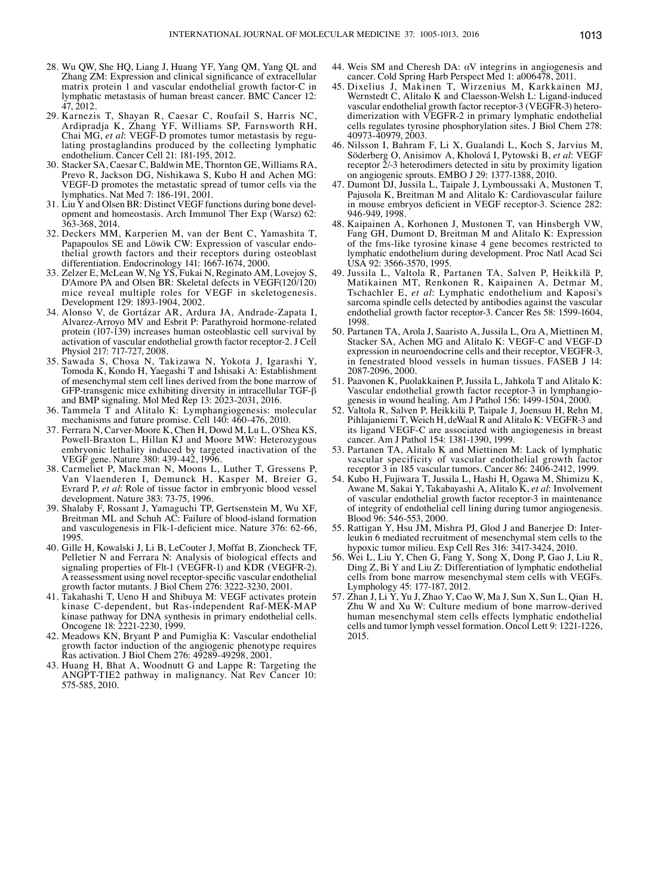28. Wu QW, She HQ, Liang J, Huang YF, Yang QM, Yang QL and Zhang ZM: Expression and clinical significance of extracellular matrix protein 1 and vascular endothelial growth factor-C in lymphatic metastasis of human breast cancer. BMC Cancer 12: 47, 2012.
29. Karnezis T, Shayan R, Caesar C, Roufail S, Harris NC, Ardipradja K, Zhang YF, Williams SP, Farnsworth RH, Chai MG, *et al*: VEGF-D promotes tumor metastasis by regulating prostaglandins produced by the collecting lymphatic endothelium. Cancer Cell 21: 181-195, 2012.
30. Stacker SA, Caesar C, Baldwin ME, Thornton GE, Williams RA, Prevo R, Jackson DG, Nishikawa S, Kubo H and Achen MG: VEGF-D promotes the metastatic spread of tumor cells via the lymphatics. Nat Med 7: 186-191, 2001.
31. Liu Y and Olsen BR: Distinct VEGF functions during bone development and homeostasis. Arch Immunol Ther Exp (Warsz) 62: 363-368, 2014.
32. Deckers MM, Karperien M, van der Bent C, Yamashita T, Papapoulos SE and Löwik CW: Expression of vascular endothelial growth factors and their receptors during osteoblast differentiation. Endocrinology 141: 1667-1674, 2000.
33. Zelzer E, McLean W, Ng YS, Fukai N, Reginato AM, Lovejoy S, D'Amore PA and Olsen BR: Skeletal defects in VEGF(120/120) mice reveal multiple roles for VEGF in skeletogenesis. Development 129: 1893-1904, 2002.
34. Alonso V, de Gortázar AR, Ardura JA, Andrade-Zapata I, Alvarez-Arroyo MV and Esbrit P: Parathyroid hormone-related protein (107-139) increases human osteoblastic cell survival by activation of vascular endothelial growth factor receptor-2. J Cell Physiol 217: 717-727, 2008.
35. Sawada S, Chosa N, Takizawa N, Yokota J, Igarashi Y, Tomoda K, Kondo H, Yaegashi T and Ishisaki A: Establishment of mesenchymal stem cell lines derived from the bone marrow of GFP-transgenic mice exhibiting diversity in intracellular TGF-β and BMP signaling. Mol Med Rep 13: 2023-2031, 2016.
36. Tammela T and Alitalo K: Lymphangiogenesis: molecular mechanisms and future promise. Cell 140: 460-476, 2010.
37. Ferrara N, Carver-Moore K, Chen H, Dowd M, Lu L, O'Shea KS, Powell-Braxton L, Hillan KJ and Moore MW: Heterozygous embryonic lethality induced by targeted inactivation of the VEGF gene. Nature 380: 439-442, 1996.
38. Carmeliet P, Mackman N, Moons L, Luther T, Gressens P, Van Vlaenderen I, Demunck H, Kasper M, Breier G, Evrard P, *et al*: Role of tissue factor in embryonic blood vessel development. Nature 383: 73-75, 1996.
39. Shalaby F, Rossant J, Yamaguchi TP, Gertsenstein M, Wu XF, Breitman ML and Schuh AC: Failure of blood-island formation and vasculogenesis in Flk-1-deficient mice. Nature 376: 62-66, 1995.
40. Gille H, Kowalski J, Li B, LeCouter J, Moffat B, Zioncheck TF, Pelletier N and Ferrara N: Analysis of biological effects and signaling properties of Flt-1 (VEGFR-1) and KDR (VEGFR-2). A reassessment using novel receptor-specific vascular endothelial growth factor mutants. J Biol Chem 276: 3222-3230, 2001.
41. Takahashi T, Ueno H and Shibuya M: VEGF activates protein kinase C-dependent, but Ras-independent Raf-MEK-MAP kinase pathway for DNA synthesis in primary endothelial cells. Oncogene 18: 2221-2230, 1999.
42. Meadows KN, Bryant P and Pumiglia K: Vascular endothelial growth factor induction of the angiogenic phenotype requires Ras activation. J Biol Chem 276: 49289-49298, 2001.
43. Huang H, Bhat A, Woodnutt G and Lappe R: Targeting the ANGPT-TIE2 pathway in malignancy. Nat Rev Cancer 10: 575-585, 2010.
44. Weis SM and Cheresh DA: αV integrins in angiogenesis and cancer. Cold Spring Harb Perspect Med 1: a006478, 2011.
45. Dixelius J, Makinen T, Wirzenius M, Karkkainen MJ, Wernstedt C, Alitalo K and Claesson-Welsh L: Ligand-induced vascular endothelial growth factor receptor-3 (VEGFR-3) heterodimerization with VEGFR-2 in primary lymphatic endothelial cells regulates tyrosine phosphorylation sites. J Biol Chem 278: 40973-40979, 2003.
46. Nilsson I, Bahram F, Li X, Gualandi L, Koch S, Jarvius M, Söderberg O, Anisimov A, Kholová I, Pytowski B, *et al*: VEGF receptor 2/-3 heterodimers detected in situ by proximity ligation on angiogenic sprouts. EMBO J 29: 1377-1388, 2010.
47. Dumont DJ, Jussila L, Taipale J, Lymboussaki A, Mustonen T, Pajusola K, Breitman M and Alitalo K: Cardiovascular failure in mouse embryos deficient in VEGF receptor-3. Science 282: 946-949, 1998.
48. Kaipainen A, Korhonen J, Mustonen T, van Hinsbergh VW, Fang GH, Dumont D, Breitman M and Alitalo K: Expression of the fms-like tyrosine kinase 4 gene becomes restricted to lymphatic endothelium during development. Proc Natl Acad Sci USA 92: 3566-3570, 1995.
49. Jussila L, Valtola R, Partanen TA, Salven P, Heikkilä P, Matikainen MT, Renkonen R, Kaipainen A, Detmar M, Tschachler E, *et al*: Lymphatic endothelium and Kaposi's sarcoma spindle cells detected by antibodies against the vascular endothelial growth factor receptor-3. Cancer Res 58: 1599-1604, 1998.
50. Partanen TA, Arola J, Saaristo A, Jussila L, Ora A, Miettinen M, Stacker SA, Achen MG and Alitalo K: VEGF-C and VEGF-D expression in neuroendocrine cells and their receptor, VEGFR-3, in fenestrated blood vessels in human tissues. FASEB J 14: 2087-2096, 2000.
51. Paavonen K, Puolakkainen P, Jussila L, Jahkola T and Alitalo K: Vascular endothelial growth factor receptor-3 in lymphangiogenesis in wound healing. Am J Pathol 156: 1499-1504, 2000.
52. Valtola R, Salven P, Heikkilä P, Taipale J, Joensuu H, Rehn M, Pihlajaniemi T, Weich H, deWaal R and Alitalo K: VEGFR-3 and its ligand VEGF-C are associated with angiogenesis in breast cancer. Am J Pathol 154: 1381-1390, 1999.
53. Partanen TA, Alitalo K and Miettinen M: Lack of lymphatic vascular specificity of vascular endothelial growth factor receptor 3 in 185 vascular tumors. Cancer 86: 2406-2412, 1999.
54. Kubo H, Fujiwara T, Jussila L, Hashi H, Ogawa M, Shimizu K, Awane M, Sakai Y, Takabayashi A, Alitalo K, *et al*: Involvement of vascular endothelial growth factor receptor-3 in maintenance of integrity of endothelial cell lining during tumor angiogenesis. Blood 96: 546-553, 2000.
55. Rattigan Y, Hsu JM, Mishra PJ, Glod J and Banerjee D: Interleukin 6 mediated recruitment of mesenchymal stem cells to the hypoxic tumor milieu. Exp Cell Res 316: 3417-3424, 2010.
56. Wei L, Liu Y, Chen G, Fang Y, Song X, Dong P, Gao J, Liu R, Ding Z, Bi Y and Liu Z: Differentiation of lymphatic endothelial cells from bone marrow mesenchymal stem cells with VEGFs. Lymphology 45: 177-187, 2012.
57. Zhan J, Li Y, Yu J, Zhao Y, Cao W, Ma J, Sun X, Sun L, Qian H, Zhu W and Xu W: Culture medium of bone marrow-derived human mesenchymal stem cells effects lymphatic endothelial cells and tumor lymph vessel formation. Oncol Lett 9: 1221-1226, 2015.